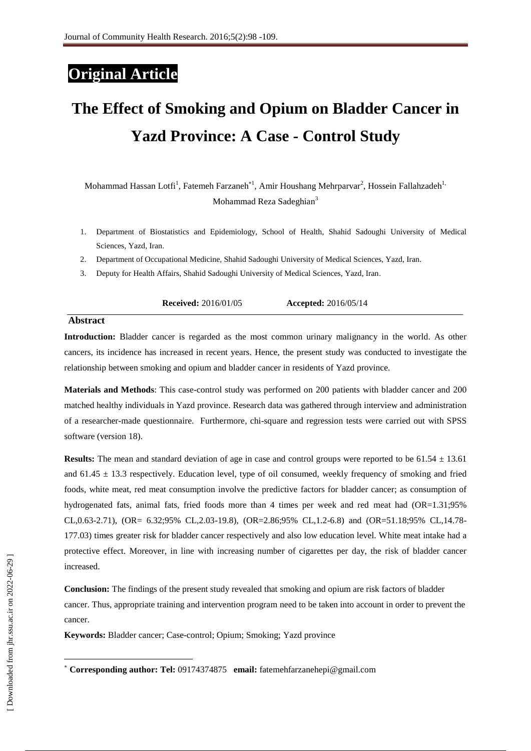**Original Article**

# The Effect of Smoking and Opium on Bladder Cancer in Yazd Province: A Case - Control Study

Mohammad Hassan Lotfi[1], Fatemeh Farzaneh[*1], Amir Houshang Mehrparvar[2], Hossein Fallahzadeh[1], Mohammad Reza Sadeghian[3]

1. Department of Biostatistics and Epidemiology, School of Health, Shahid Sadoughi University of Medical Sciences, Yazd, Iran.
2. Department of Occupational Medicine, Shahid Sadoughi University of Medical Sciences, Yazd, Iran.
3. Deputy for Health Affairs, Shahid Sadoughi University of Medical Sciences, Yazd, Iran.

**Received:** 2016/01/05 **Accepted:** 2016/05/14

## Abstract

**Introduction:** Bladder cancer is regarded as the most common urinary malignancy in the world. As other cancers, its incidence has increased in recent years. Hence, the present study was conducted to investigate the relationship between smoking and opium and bladder cancer in residents of Yazd province.

**Materials and Methods**: This case-control study was performed on 200 patients with bladder cancer and 200 matched healthy individuals in Yazd province. Research data was gathered through interview and administration of a researcher-made questionnaire. Furthermore, chi-square and regression tests were carried out with SPSS software (version 18).

**Results:** The mean and standard deviation of age in case and control groups were reported to be 61.54 ± 13.61 and 61.45 ± 13.3 respectively. Education level, type of oil consumed, weekly frequency of smoking and fried foods, white meat, red meat consumption involve the predictive factors for bladder cancer; as consumption of hydrogenated fats, animal fats, fried foods more than 4 times per week and red meat had (OR=1.31;95% CL,0.63-2.71), (OR= 6.32;95% CL,2.03-19.8), (OR=2.86;95% CL,1.2-6.8) and (OR=51.18;95% CL,14.78-177.03) times greater risk for bladder cancer respectively and also low education level. White meat intake had a protective effect. Moreover, in line with increasing number of cigarettes per day, the risk of bladder cancer increased.

**Conclusion:** The findings of the present study revealed that smoking and opium are risk factors of bladder cancer. Thus, appropriate training and intervention program need to be taken into account in order to prevent the cancer.

**Keywords:** Bladder cancer; Case-control; Opium; Smoking; Yazd province

[*] **Corresponding author: Tel:** 09174374875 **email:** fatemehfarzanehepi@gmail.com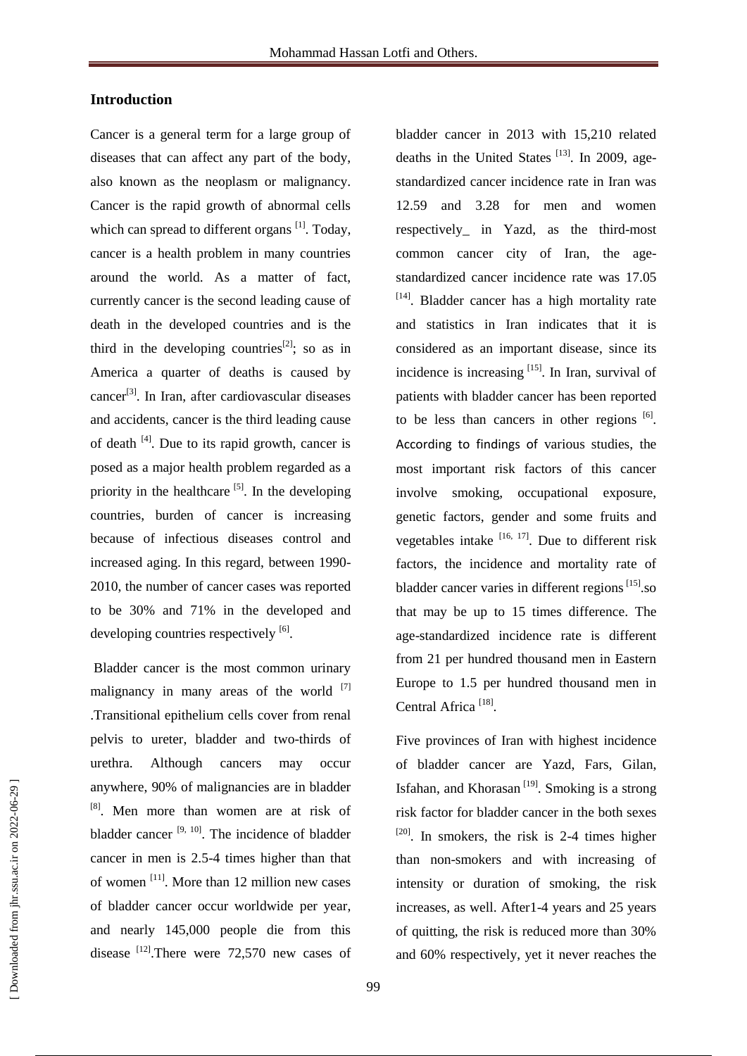## Introduction

Cancer is a general term for a large group of diseases that can affect any part of the body, also known as the neoplasm or malignancy. Cancer is the rapid growth of abnormal cells which can spread to different organs [1]. Today, cancer is a health problem in many countries around the world. As a matter of fact, currently cancer is the second leading cause of death in the developed countries and is the third in the developing countries[2]; so as in America a quarter of deaths is caused by cancer[3]. In Iran, after cardiovascular diseases and accidents, cancer is the third leading cause of death [4]. Due to its rapid growth, cancer is posed as a major health problem regarded as a priority in the healthcare [5]. In the developing countries, burden of cancer is increasing because of infectious diseases control and increased aging. In this regard, between 1990-2010, the number of cancer cases was reported to be 30% and 71% in the developed and developing countries respectively [6].

Bladder cancer is the most common urinary malignancy in many areas of the world [7] .Transitional epithelium cells cover from renal pelvis to ureter, bladder and two-thirds of urethra. Although cancers may occur anywhere, 90% of malignancies are in bladder [8]. Men more than women are at risk of bladder cancer [9, 10]. The incidence of bladder cancer in men is 2.5-4 times higher than that of women [11]. More than 12 million new cases of bladder cancer occur worldwide per year, and nearly 145,000 people die from this disease [12].There were 72,570 new cases of bladder cancer in 2013 with 15,210 related deaths in the United States [13]. In 2009, age-standardized cancer incidence rate in Iran was 12.59 and 3.28 for men and women respectively_ in Yazd, as the third-most common cancer city of Iran, the age-standardized cancer incidence rate was 17.05 [14]. Bladder cancer has a high mortality rate and statistics in Iran indicates that it is considered as an important disease, since its incidence is increasing [15]. In Iran, survival of patients with bladder cancer has been reported to be less than cancers in other regions [6]. According to findings of various studies, the most important risk factors of this cancer involve smoking, occupational exposure, genetic factors, gender and some fruits and vegetables intake [16, 17]. Due to different risk factors, the incidence and mortality rate of bladder cancer varies in different regions [15].so that may be up to 15 times difference. The age-standardized incidence rate is different from 21 per hundred thousand men in Eastern Europe to 1.5 per hundred thousand men in Central Africa [18].

Five provinces of Iran with highest incidence of bladder cancer are Yazd, Fars, Gilan, Isfahan, and Khorasan [19]. Smoking is a strong risk factor for bladder cancer in the both sexes [20]. In smokers, the risk is 2-4 times higher than non-smokers and with increasing of intensity or duration of smoking, the risk increases, as well. After1-4 years and 25 years of quitting, the risk is reduced more than 30% and 60% respectively, yet it never reaches the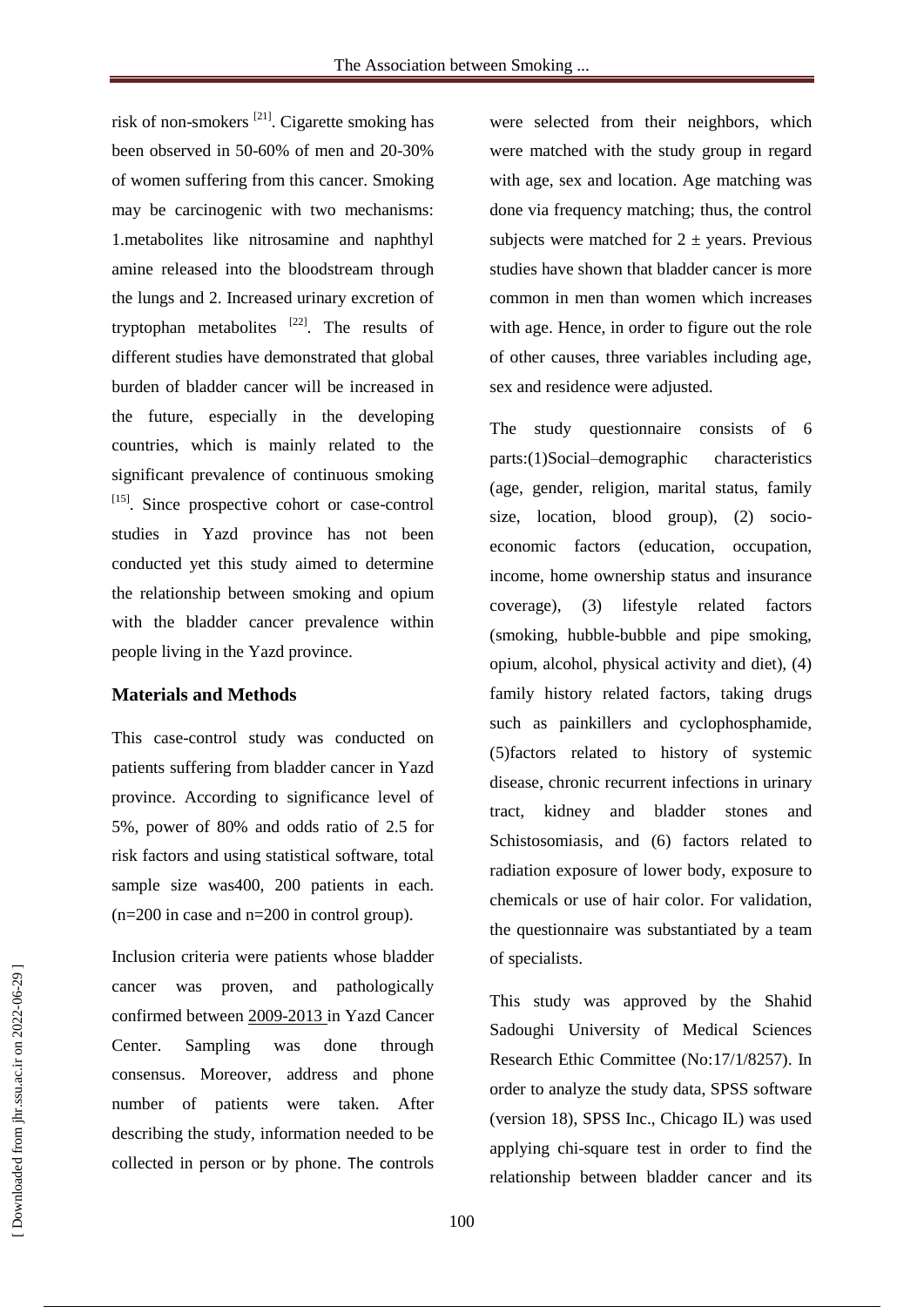risk of non-smokers [21]. Cigarette smoking has been observed in 50-60% of men and 20-30% of women suffering from this cancer. Smoking may be carcinogenic with two mechanisms: 1.metabolites like nitrosamine and naphthyl amine released into the bloodstream through the lungs and 2. Increased urinary excretion of tryptophan metabolites [22]. The results of different studies have demonstrated that global burden of bladder cancer will be increased in the future, especially in the developing countries, which is mainly related to the significant prevalence of continuous smoking [15]. Since prospective cohort or case-control studies in Yazd province has not been conducted yet this study aimed to determine the relationship between smoking and opium with the bladder cancer prevalence within people living in the Yazd province.

## Materials and Methods

This case-control study was conducted on patients suffering from bladder cancer in Yazd province. According to significance level of 5%, power of 80% and odds ratio of 2.5 for risk factors and using statistical software, total sample size was400, 200 patients in each. (n=200 in case and n=200 in control group).

Inclusion criteria were patients whose bladder cancer was proven, and pathologically confirmed between 2009-2013 in Yazd Cancer Center. Sampling was done through consensus. Moreover, address and phone number of patients were taken. After describing the study, information needed to be collected in person or by phone. The controls were selected from their neighbors, which were matched with the study group in regard with age, sex and location. Age matching was done via frequency matching; thus, the control subjects were matched for $2 \pm$ years. Previous studies have shown that bladder cancer is more common in men than women which increases with age. Hence, in order to figure out the role of other causes, three variables including age, sex and residence were adjusted.

The study questionnaire consists of 6 parts:(1)Social–demographic characteristics (age, gender, religion, marital status, family size, location, blood group), (2) socio-economic factors (education, occupation, income, home ownership status and insurance coverage), (3) lifestyle related factors (smoking, hubble-bubble and pipe smoking, opium, alcohol, physical activity and diet), (4) family history related factors, taking drugs such as painkillers and cyclophosphamide, (5)factors related to history of systemic disease, chronic recurrent infections in urinary tract, kidney and bladder stones and Schistosomiasis, and (6) factors related to radiation exposure of lower body, exposure to chemicals or use of hair color. For validation, the questionnaire was substantiated by a team of specialists.

This study was approved by the Shahid Sadoughi University of Medical Sciences Research Ethic Committee (No:17/1/8257). In order to analyze the study data, SPSS software (version 18), SPSS Inc., Chicago IL) was used applying chi-square test in order to find the relationship between bladder cancer and its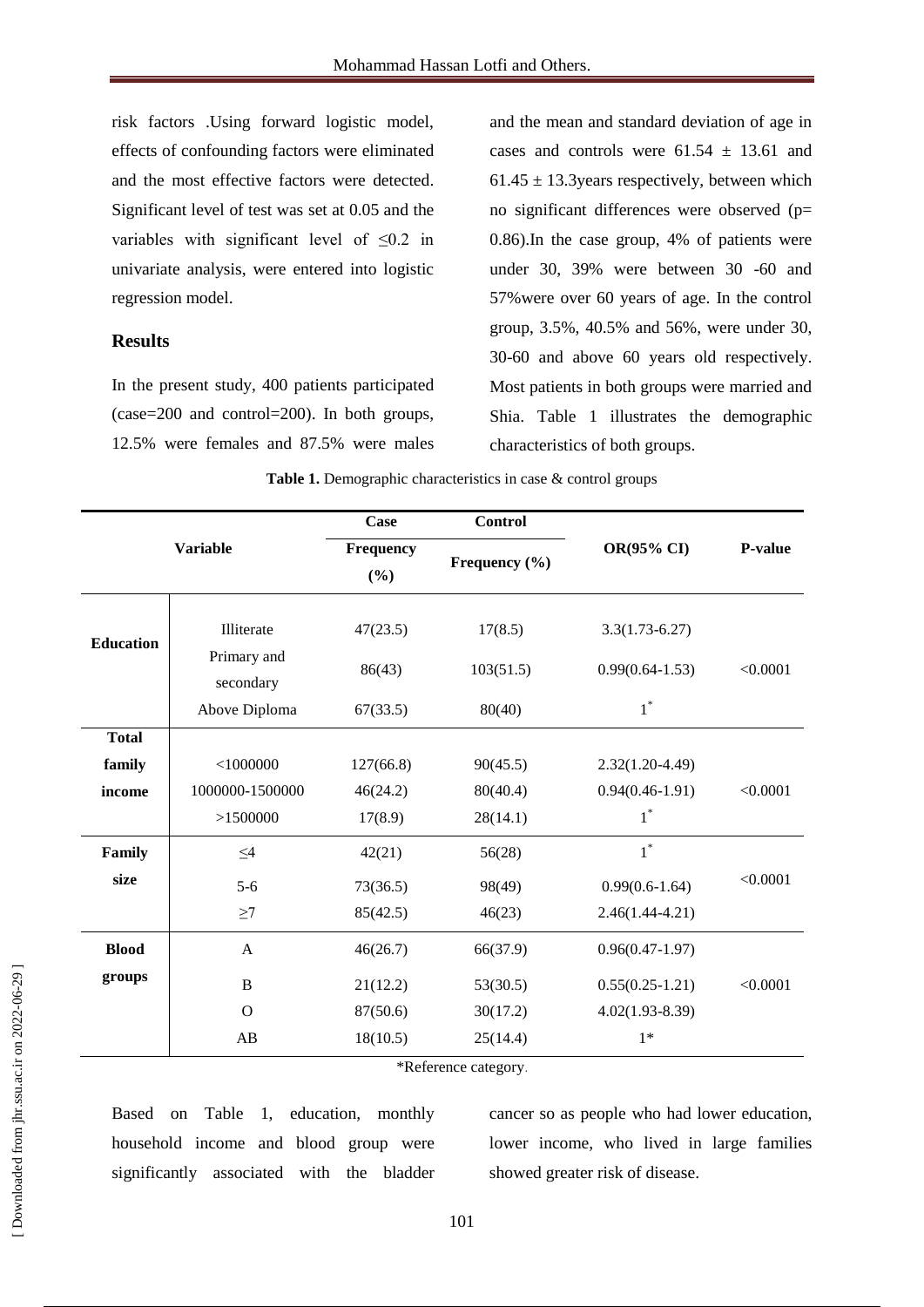risk factors .Using forward logistic model, effects of confounding factors were eliminated and the most effective factors were detected. Significant level of test was set at 0.05 and the variables with significant level of ≤0.2 in univariate analysis, were entered into logistic regression model.

## Results

In the present study, 400 patients participated (case=200 and control=200). In both groups, 12.5% were females and 87.5% were males and the mean and standard deviation of age in cases and controls were 61.54 ± 13.61 and 61.45 ± 13.3years respectively, between which no significant differences were observed (p= 0.86).In the case group, 4% of patients were under 30, 39% were between 30 -60 and 57%were over 60 years of age. In the control group, 3.5%, 40.5% and 56%, were under 30, 30-60 and above 60 years old respectively. Most patients in both groups were married and Shia. Table 1 illustrates the demographic characteristics of both groups.

**Table 1.** Demographic characteristics in case & control groups

| Variable | | Case Frequency (%) | Control Frequency (%) | OR(95% CI) | P-value |
|---|---|---|---|---|---|
| **Education** | Illiterate | 47(23.5) | 17(8.5) | 3.3(1.73-6.27) | <0.0001 |
| | Primary and secondary | 86(43) | 103(51.5) | 0.99(0.64-1.53) | |
| | Above Diploma | 67(33.5) | 80(40) | 1* | |
| **Total family income** | <1000000 | 127(66.8) | 90(45.5) | 2.32(1.20-4.49) | <0.0001 |
| | 1000000-1500000 | 46(24.2) | 80(40.4) | 0.94(0.46-1.91) | |
| | >1500000 | 17(8.9) | 28(14.1) | 1* | |
| **Family size** | ≤4 | 42(21) | 56(28) | 1* | <0.0001 |
| | 5-6 | 73(36.5) | 98(49) | 0.99(0.6-1.64) | |
| | ≥7 | 85(42.5) | 46(23) | 2.46(1.44-4.21) | |
| **Blood groups** | A | 46(26.7) | 66(37.9) | 0.96(0.47-1.97) | <0.0001 |
| | B | 21(12.2) | 53(30.5) | 0.55(0.25-1.21) | |
| | O | 87(50.6) | 30(17.2) | 4.02(1.93-8.39) | |
| | AB | 18(10.5) | 25(14.4) | 1* | |

*Reference category.

Based on Table 1, education, monthly household income and blood group were significantly associated with the bladder cancer so as people who had lower education, lower income, who lived in large families showed greater risk of disease.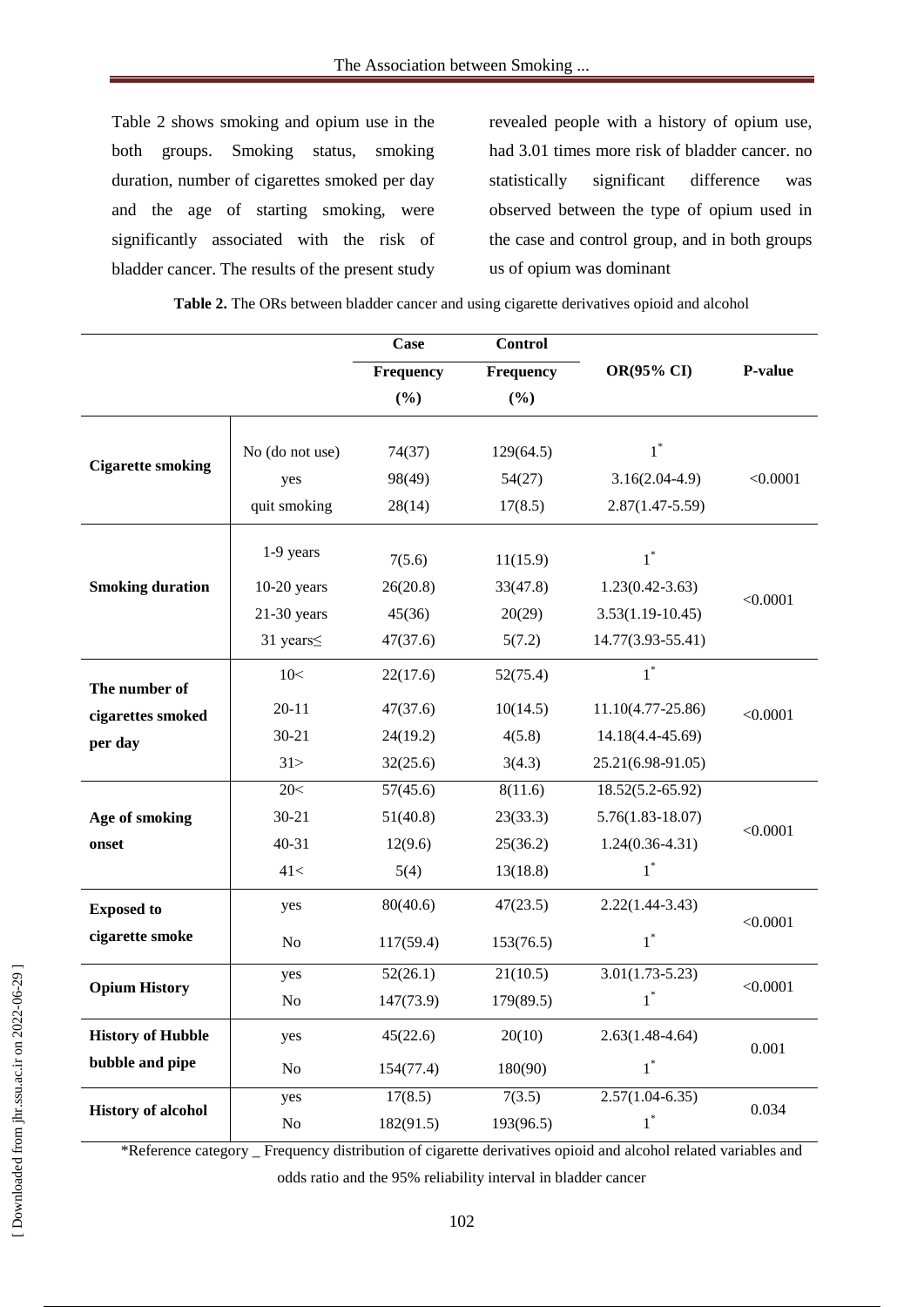Table 2 shows smoking and opium use in the both groups. Smoking status, smoking duration, number of cigarettes smoked per day and the age of starting smoking, were significantly associated with the risk of bladder cancer. The results of the present study revealed people with a history of opium use, had 3.01 times more risk of bladder cancer. no statistically significant difference was observed between the type of opium used in the case and control group, and in both groups us of opium was dominant

**Table 2.** The ORs between bladder cancer and using cigarette derivatives opioid and alcohol

| | | Case Frequency (%) | Control Frequency (%) | OR(95% CI) | P-value |
|---|---|---|---|---|---|
| **Cigarette smoking** | No (do not use) | 74(37) | 129(64.5) | 1* | <0.0001 |
| | yes | 98(49) | 54(27) | 3.16(2.04-4.9) | |
| | quit smoking | 28(14) | 17(8.5) | 2.87(1.47-5.59) | |
| **Smoking duration** | 1-9 years | 7(5.6) | 11(15.9) | 1* | <0.0001 |
| | 10-20 years | 26(20.8) | 33(47.8) | 1.23(0.42-3.63) | |
| | 21-30 years | 45(36) | 20(29) | 3.53(1.19-10.45) | |
| | 31 years≤ | 47(37.6) | 5(7.2) | 14.77(3.93-55.41) | |
| **The number of cigarettes smoked per day** | 10< | 22(17.6) | 52(75.4) | 1* | <0.0001 |
| | 20-11 | 47(37.6) | 10(14.5) | 11.10(4.77-25.86) | |
| | 30-21 | 24(19.2) | 4(5.8) | 14.18(4.4-45.69) | |
| | 31> | 32(25.6) | 3(4.3) | 25.21(6.98-91.05) | |
| **Age of smoking onset** | 20< | 57(45.6) | 8(11.6) | 18.52(5.2-65.92) | <0.0001 |
| | 30-21 | 51(40.8) | 23(33.3) | 5.76(1.83-18.07) | |
| | 40-31 | 12(9.6) | 25(36.2) | 1.24(0.36-4.31) | |
| | 41< | 5(4) | 13(18.8) | 1* | |
| **Exposed to cigarette smoke** | yes | 80(40.6) | 47(23.5) | 2.22(1.44-3.43) | <0.0001 |
| | No | 117(59.4) | 153(76.5) | 1* | |
| **Opium History** | yes | 52(26.1) | 21(10.5) | 3.01(1.73-5.23) | <0.0001 |
| | No | 147(73.9) | 179(89.5) | 1* | |
| **History of Hubble bubble and pipe** | yes | 45(22.6) | 20(10) | 2.63(1.48-4.64) | 0.001 |
| | No | 154(77.4) | 180(90) | 1* | |
| **History of alcohol** | yes | 17(8.5) | 7(3.5) | 2.57(1.04-6.35) | 0.034 |
| | No | 182(91.5) | 193(96.5) | 1* | |

*Reference category _ Frequency distribution of cigarette derivatives opioid and alcohol related variables and odds ratio and the 95% reliability interval in bladder cancer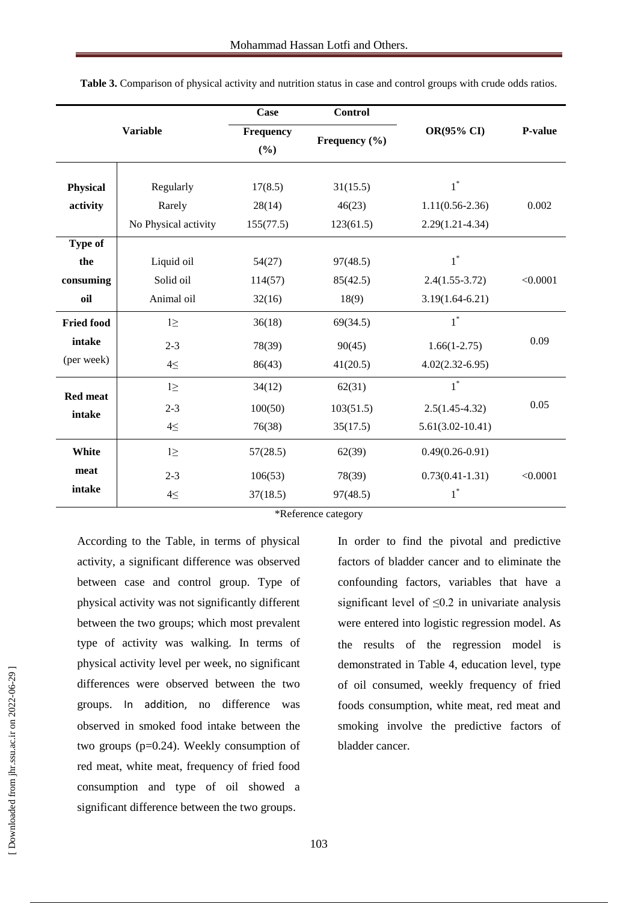**Table 3.** Comparison of physical activity and nutrition status in case and control groups with crude odds ratios.

| Variable | | Case Frequency (%) | Control Frequency (%) | OR(95% CI) | P-value |
|---|---|---|---|---|---|
| **Physical activity** | Regularly | 17(8.5) | 31(15.5) | 1* | 0.002 |
| | Rarely | 28(14) | 46(23) | 1.11(0.56-2.36) | |
| | No Physical activity | 155(77.5) | 123(61.5) | 2.29(1.21-4.34) | |
| **Type of the consuming oil** | Liquid oil | 54(27) | 97(48.5) | 1* | <0.0001 |
| | Solid oil | 114(57) | 85(42.5) | 2.4(1.55-3.72) | |
| | Animal oil | 32(16) | 18(9) | 3.19(1.64-6.21) | |
| **Fried food intake** (per week) | 1≥ | 36(18) | 69(34.5) | 1* | 0.09 |
| | 2-3 | 78(39) | 90(45) | 1.66(1-2.75) | |
| | 4≤ | 86(43) | 41(20.5) | 4.02(2.32-6.95) | |
| **Red meat intake** | 1≥ | 34(12) | 62(31) | 1* | 0.05 |
| | 2-3 | 100(50) | 103(51.5) | 2.5(1.45-4.32) | |
| | 4≤ | 76(38) | 35(17.5) | 5.61(3.02-10.41) | |
| **White meat intake** | 1≥ | 57(28.5) | 62(39) | 0.49(0.26-0.91) | <0.0001 |
| | 2-3 | 106(53) | 78(39) | 0.73(0.41-1.31) | |
| | 4≤ | 37(18.5) | 97(48.5) | 1* | |

*Reference category

According to the Table, in terms of physical activity, a significant difference was observed between case and control group. Type of physical activity was not significantly different between the two groups; which most prevalent type of activity was walking. In terms of physical activity level per week, no significant differences were observed between the two groups. In addition, no difference was observed in smoked food intake between the two groups (p=0.24). Weekly consumption of red meat, white meat, frequency of fried food consumption and type of oil showed a significant difference between the two groups.

In order to find the pivotal and predictive factors of bladder cancer and to eliminate the confounding factors, variables that have a significant level of ≤0.2 in univariate analysis were entered into logistic regression model. As the results of the regression model is demonstrated in Table 4, education level, type of oil consumed, weekly frequency of fried foods consumption, white meat, red meat and smoking involve the predictive factors of bladder cancer.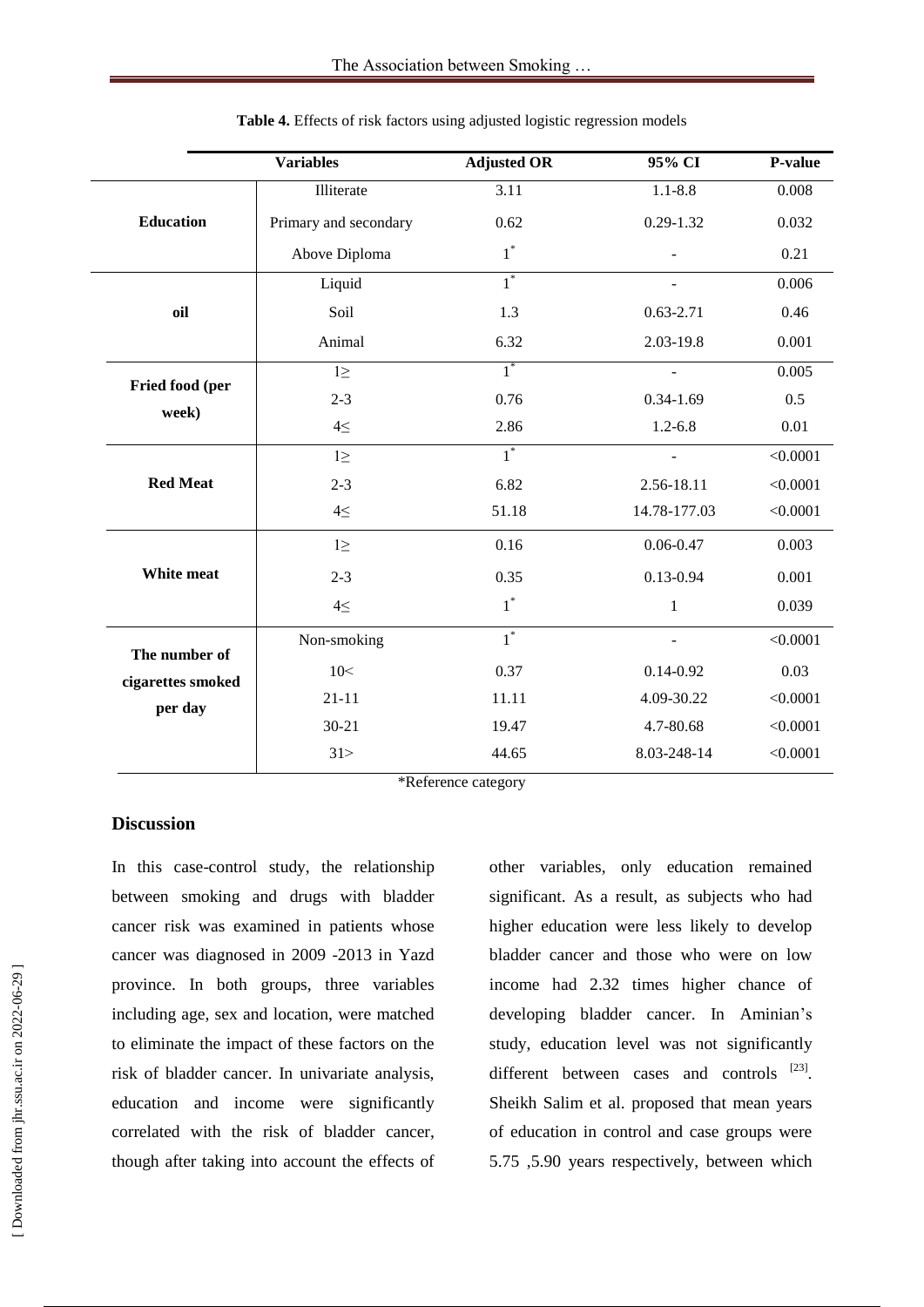**Table 4.** Effects of risk factors using adjusted logistic regression models

| Variables | | Adjusted OR | 95% CI | P-value |
|---|---|---|---|---|
| **Education** | Illiterate | 3.11 | 1.1-8.8 | 0.008 |
| | Primary and secondary | 0.62 | 0.29-1.32 | 0.032 |
| | Above Diploma | 1* | - | 0.21 |
| **oil** | Liquid | 1* | - | 0.006 |
| | Soil | 1.3 | 0.63-2.71 | 0.46 |
| | Animal | 6.32 | 2.03-19.8 | 0.001 |
| **Fried food (per week)** | 1≥ | 1* | - | 0.005 |
| | 2-3 | 0.76 | 0.34-1.69 | 0.5 |
| | 4≤ | 2.86 | 1.2-6.8 | 0.01 |
| **Red Meat** | 1≥ | 1* | - | <0.0001 |
| | 2-3 | 6.82 | 2.56-18.11 | <0.0001 |
| | 4≤ | 51.18 | 14.78-177.03 | <0.0001 |
| **White meat** | 1≥ | 0.16 | 0.06-0.47 | 0.003 |
| | 2-3 | 0.35 | 0.13-0.94 | 0.001 |
| | 4≤ | 1* | 1 | 0.039 |
| **The number of cigarettes smoked per day** | Non-smoking | 1* | - | <0.0001 |
| | 10< | 0.37 | 0.14-0.92 | 0.03 |
| | 21-11 | 11.11 | 4.09-30.22 | <0.0001 |
| | 30-21 | 19.47 | 4.7-80.68 | <0.0001 |
| | 31> | 44.65 | 8.03-248-14 | <0.0001 |

*Reference category

## Discussion

In this case-control study, the relationship between smoking and drugs with bladder cancer risk was examined in patients whose cancer was diagnosed in 2009 -2013 in Yazd province. In both groups, three variables including age, sex and location, were matched to eliminate the impact of these factors on the risk of bladder cancer. In univariate analysis, education and income were significantly correlated with the risk of bladder cancer, though after taking into account the effects of other variables, only education remained significant. As a result, as subjects who had higher education were less likely to develop bladder cancer and those who were on low income had 2.32 times higher chance of developing bladder cancer. In Aminian's study, education level was not significantly different between cases and controls [23]. Sheikh Salim et al. proposed that mean years of education in control and case groups were 5.75 ,5.90 years respectively, between which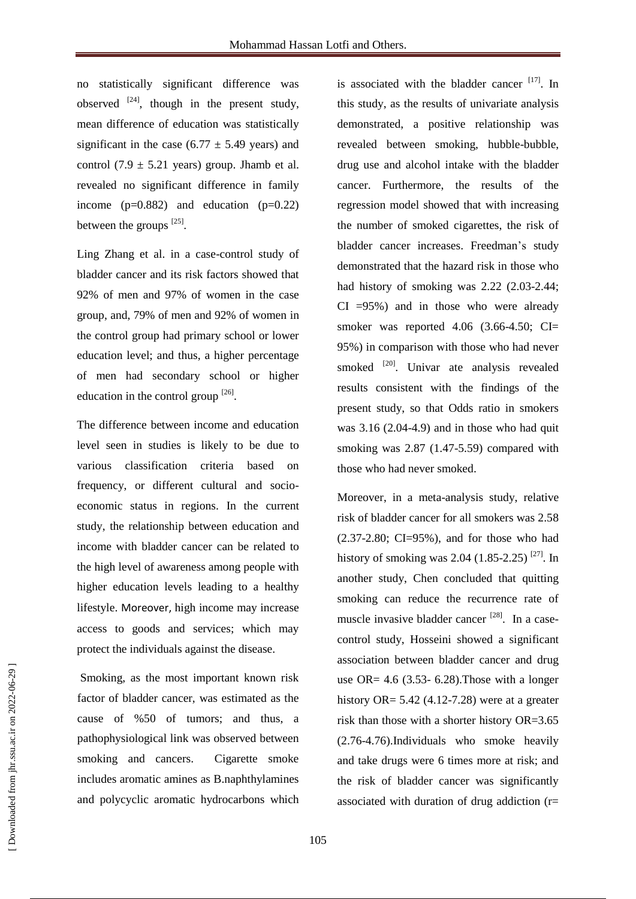no statistically significant difference was observed [24], though in the present study, mean difference of education was statistically significant in the case (6.77 ± 5.49 years) and control (7.9 ± 5.21 years) group. Jhamb et al. revealed no significant difference in family income (p=0.882) and education (p=0.22) between the groups [25].

Ling Zhang et al. in a case-control study of bladder cancer and its risk factors showed that 92% of men and 97% of women in the case group, and, 79% of men and 92% of women in the control group had primary school or lower education level; and thus, a higher percentage of men had secondary school or higher education in the control group [26].

The difference between income and education level seen in studies is likely to be due to various classification criteria based on frequency, or different cultural and socio-economic status in regions. In the current study, the relationship between education and income with bladder cancer can be related to the high level of awareness among people with higher education levels leading to a healthy lifestyle. Moreover, high income may increase access to goods and services; which may protect the individuals against the disease.

Smoking, as the most important known risk factor of bladder cancer, was estimated as the cause of %50 of tumors; and thus, a pathophysiological link was observed between smoking and cancers. Cigarette smoke includes aromatic amines as B.naphthylamines and polycyclic aromatic hydrocarbons which is associated with the bladder cancer [17]. In this study, as the results of univariate analysis demonstrated, a positive relationship was revealed between smoking, hubble-bubble, drug use and alcohol intake with the bladder cancer. Furthermore, the results of the regression model showed that with increasing the number of smoked cigarettes, the risk of bladder cancer increases. Freedman's study demonstrated that the hazard risk in those who had history of smoking was 2.22 (2.03-2.44; CI =95%) and in those who were already smoker was reported 4.06 (3.66-4.50; CI= 95%) in comparison with those who had never smoked [20]. Univar ate analysis revealed results consistent with the findings of the present study, so that Odds ratio in smokers was 3.16 (2.04-4.9) and in those who had quit smoking was 2.87 (1.47-5.59) compared with those who had never smoked.

Moreover, in a meta-analysis study, relative risk of bladder cancer for all smokers was 2.58 (2.37-2.80; CI=95%), and for those who had history of smoking was 2.04 (1.85-2.25) [27]. In another study, Chen concluded that quitting smoking can reduce the recurrence rate of muscle invasive bladder cancer [28]. In a case-control study, Hosseini showed a significant association between bladder cancer and drug use OR= 4.6 (3.53- 6.28).Those with a longer history OR= 5.42 (4.12-7.28) were at a greater risk than those with a shorter history OR=3.65 (2.76-4.76).Individuals who smoke heavily and take drugs were 6 times more at risk; and the risk of bladder cancer was significantly associated with duration of drug addiction (r=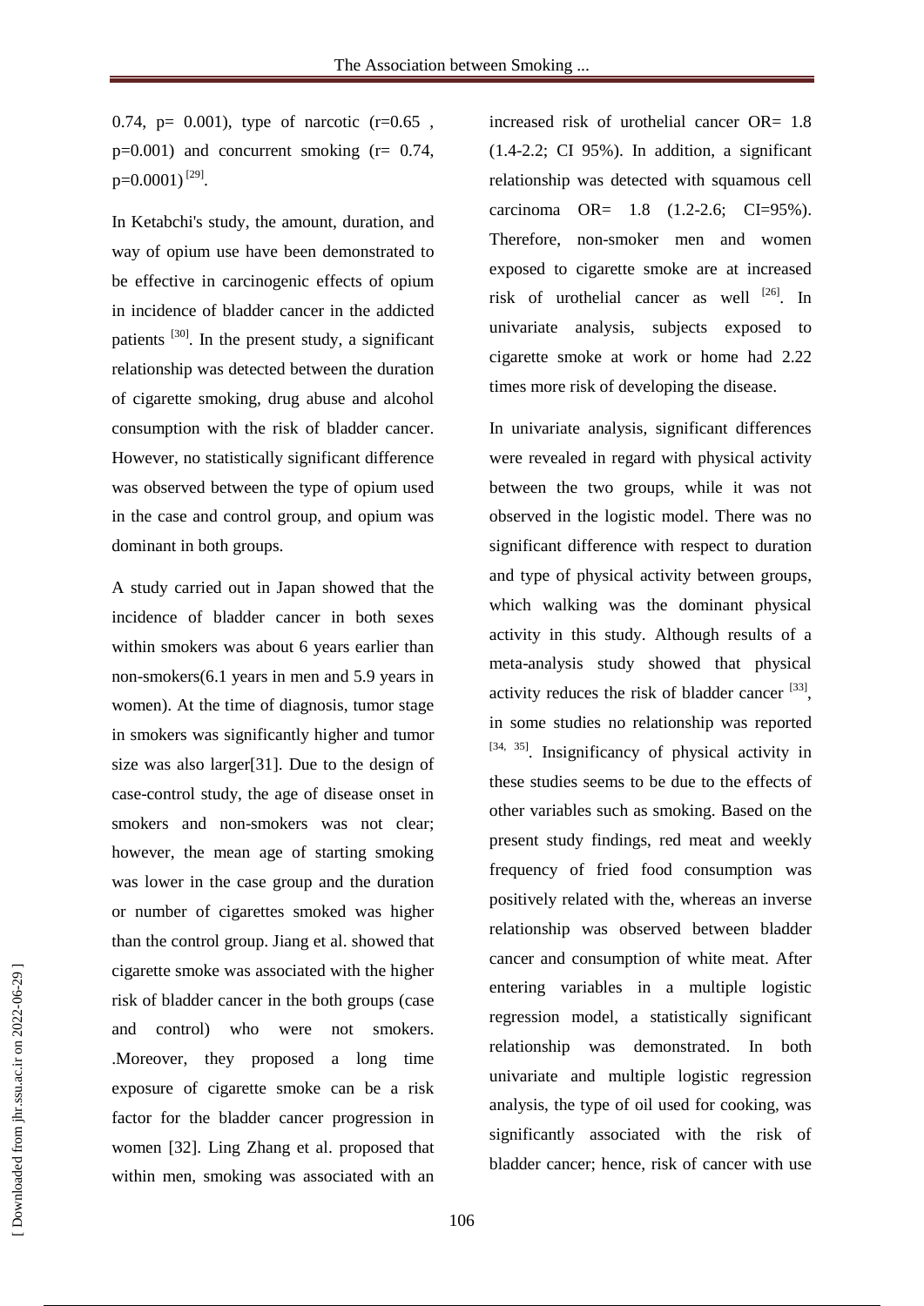0.74, p= 0.001), type of narcotic (r=0.65 , p=0.001) and concurrent smoking (r= 0.74, p=0.0001) [29].

In Ketabchi's study, the amount, duration, and way of opium use have been demonstrated to be effective in carcinogenic effects of opium in incidence of bladder cancer in the addicted patients [30]. In the present study, a significant relationship was detected between the duration of cigarette smoking, drug abuse and alcohol consumption with the risk of bladder cancer. However, no statistically significant difference was observed between the type of opium used in the case and control group, and opium was dominant in both groups.

A study carried out in Japan showed that the incidence of bladder cancer in both sexes within smokers was about 6 years earlier than non-smokers(6.1 years in men and 5.9 years in women). At the time of diagnosis, tumor stage in smokers was significantly higher and tumor size was also larger[31]. Due to the design of case-control study, the age of disease onset in smokers and non-smokers was not clear; however, the mean age of starting smoking was lower in the case group and the duration or number of cigarettes smoked was higher than the control group. Jiang et al. showed that cigarette smoke was associated with the higher risk of bladder cancer in the both groups (case and control) who were not smokers. .Moreover, they proposed a long time exposure of cigarette smoke can be a risk factor for the bladder cancer progression in women [32]. Ling Zhang et al. proposed that within men, smoking was associated with an increased risk of urothelial cancer OR= 1.8 (1.4-2.2; CI 95%). In addition, a significant relationship was detected with squamous cell carcinoma OR= 1.8 (1.2-2.6; CI=95%). Therefore, non-smoker men and women exposed to cigarette smoke are at increased risk of urothelial cancer as well [26]. In univariate analysis, subjects exposed to cigarette smoke at work or home had 2.22 times more risk of developing the disease.

In univariate analysis, significant differences were revealed in regard with physical activity between the two groups, while it was not observed in the logistic model. There was no significant difference with respect to duration and type of physical activity between groups, which walking was the dominant physical activity in this study. Although results of a meta-analysis study showed that physical activity reduces the risk of bladder cancer [33], in some studies no relationship was reported [34, 35]. Insignificancy of physical activity in these studies seems to be due to the effects of other variables such as smoking. Based on the present study findings, red meat and weekly frequency of fried food consumption was positively related with the, whereas an inverse relationship was observed between bladder cancer and consumption of white meat. After entering variables in a multiple logistic regression model, a statistically significant relationship was demonstrated. In both univariate and multiple logistic regression analysis, the type of oil used for cooking, was significantly associated with the risk of bladder cancer; hence, risk of cancer with use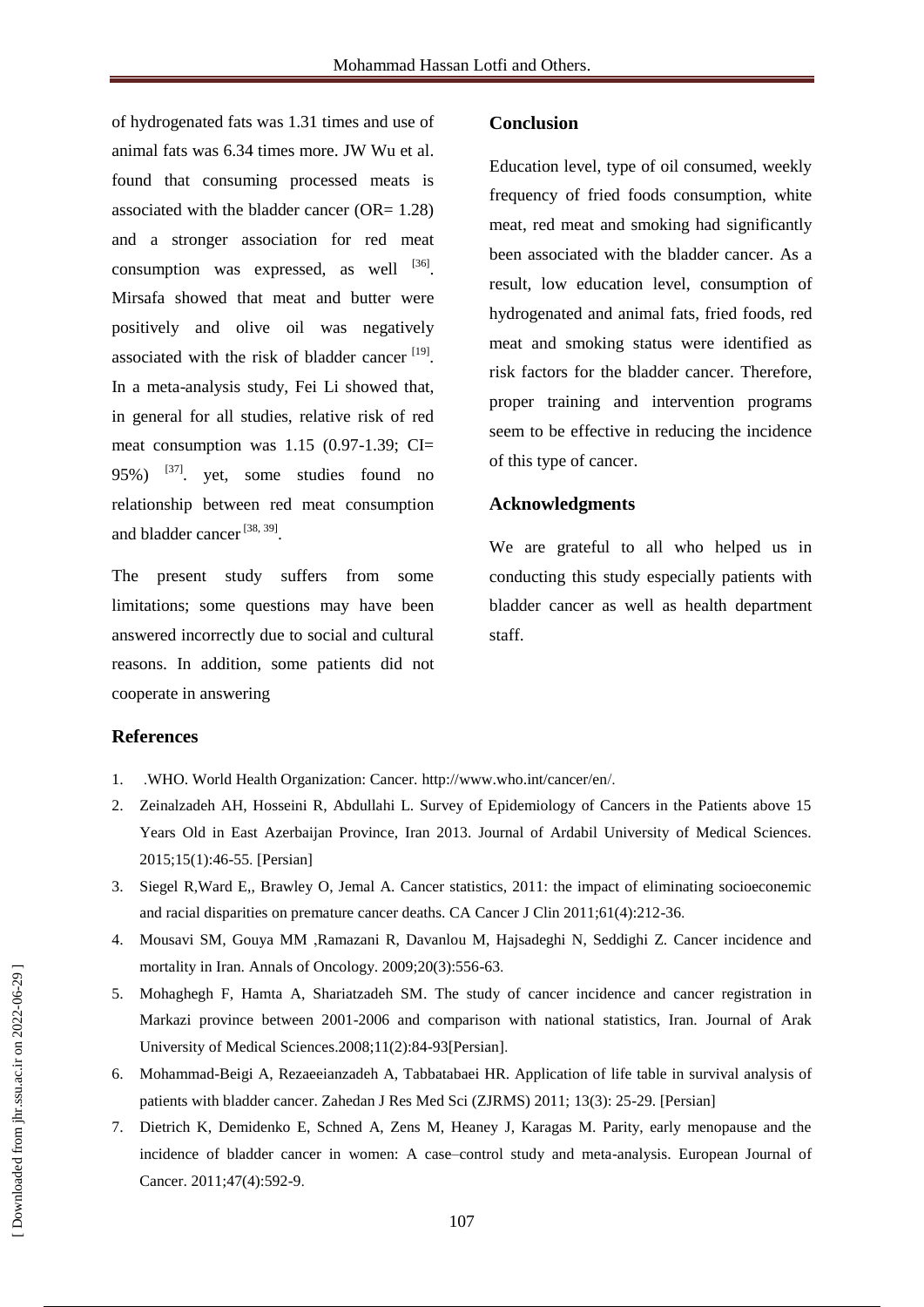of hydrogenated fats was 1.31 times and use of animal fats was 6.34 times more. JW Wu et al. found that consuming processed meats is associated with the bladder cancer (OR= 1.28) and a stronger association for red meat consumption was expressed, as well [36]. Mirsafa showed that meat and butter were positively and olive oil was negatively associated with the risk of bladder cancer [19]. In a meta-analysis study, Fei Li showed that, in general for all studies, relative risk of red meat consumption was 1.15 (0.97-1.39; CI= 95%) [37]. yet, some studies found no relationship between red meat consumption and bladder cancer [38, 39].

The present study suffers from some limitations; some questions may have been answered incorrectly due to social and cultural reasons. In addition, some patients did not cooperate in answering

## Conclusion

Education level, type of oil consumed, weekly frequency of fried foods consumption, white meat, red meat and smoking had significantly been associated with the bladder cancer. As a result, low education level, consumption of hydrogenated and animal fats, fried foods, red meat and smoking status were identified as risk factors for the bladder cancer. Therefore, proper training and intervention programs seem to be effective in reducing the incidence of this type of cancer.

## Acknowledgments

We are grateful to all who helped us in conducting this study especially patients with bladder cancer as well as health department staff.

## References

1. .WHO. World Health Organization: Cancer. http://www.who.int/cancer/en/.
2. Zeinalzadeh AH, Hosseini R, Abdullahi L. Survey of Epidemiology of Cancers in the Patients above 15 Years Old in East Azerbaijan Province, Iran 2013. Journal of Ardabil University of Medical Sciences. 2015;15(1):46-55. [Persian]
3. Siegel R,Ward E,, Brawley O, Jemal A. Cancer statistics, 2011: the impact of eliminating socioeconemic and racial disparities on premature cancer deaths. CA Cancer J Clin 2011;61(4):212-36.
4. Mousavi SM, Gouya MM ,Ramazani R, Davanlou M, Hajsadeghi N, Seddighi Z. Cancer incidence and mortality in Iran. Annals of Oncology. 2009;20(3):556-63.
5. Mohaghegh F, Hamta A, Shariatzadeh SM. The study of cancer incidence and cancer registration in Markazi province between 2001-2006 and comparison with national statistics, Iran. Journal of Arak University of Medical Sciences.2008;11(2):84-93[Persian].
6. Mohammad-Beigi A, Rezaeeianzadeh A, Tabbatabaei HR. Application of life table in survival analysis of patients with bladder cancer. Zahedan J Res Med Sci (ZJRMS) 2011; 13(3): 25-29. [Persian]
7. Dietrich K, Demidenko E, Schned A, Zens M, Heaney J, Karagas M. Parity, early menopause and the incidence of bladder cancer in women: A case–control study and meta-analysis. European Journal of Cancer. 2011;47(4):592-9.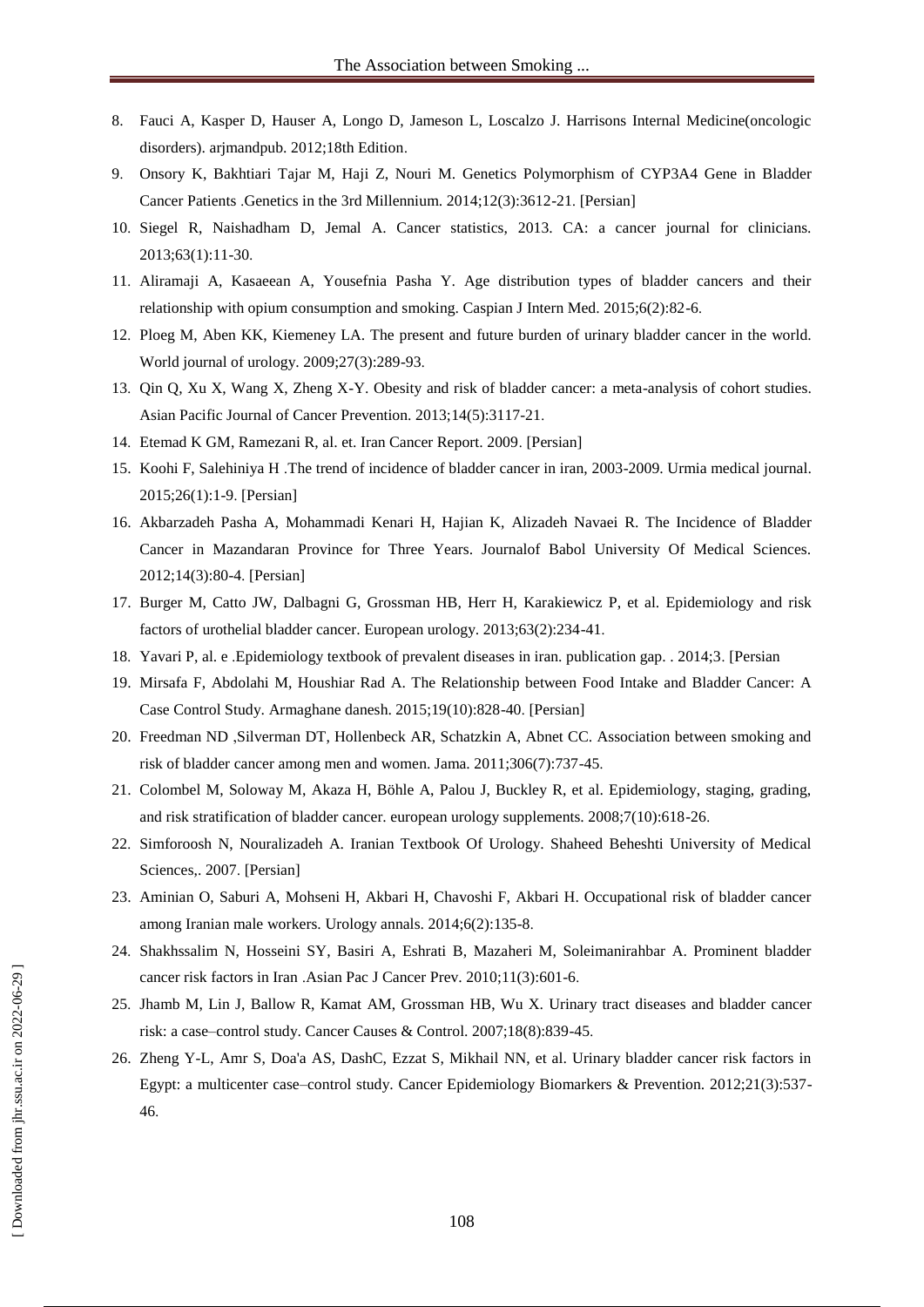8. Fauci A, Kasper D, Hauser A, Longo D, Jameson L, Loscalzo J. Harrisons Internal Medicine(oncologic disorders). arjmandpub. 2012;18th Edition.
9. Onsory K, Bakhtiari Tajar M, Haji Z, Nouri M. Genetics Polymorphism of CYP3A4 Gene in Bladder Cancer Patients .Genetics in the 3rd Millennium. 2014;12(3):3612-21. [Persian]
10. Siegel R, Naishadham D, Jemal A. Cancer statistics, 2013. CA: a cancer journal for clinicians. 2013;63(1):11-30.
11. Aliramaji A, Kasaeean A, Yousefnia Pasha Y. Age distribution types of bladder cancers and their relationship with opium consumption and smoking. Caspian J Intern Med. 2015;6(2):82-6.
12. Ploeg M, Aben KK, Kiemeney LA. The present and future burden of urinary bladder cancer in the world. World journal of urology. 2009;27(3):289-93.
13. Qin Q, Xu X, Wang X, Zheng X-Y. Obesity and risk of bladder cancer: a meta-analysis of cohort studies. Asian Pacific Journal of Cancer Prevention. 2013;14(5):3117-21.
14. Etemad K GM, Ramezani R, al. et. Iran Cancer Report. 2009. [Persian]
15. Koohi F, Salehiniya H .The trend of incidence of bladder cancer in iran, 2003-2009. Urmia medical journal. 2015;26(1):1-9. [Persian]
16. Akbarzadeh Pasha A, Mohammadi Kenari H, Hajian K, Alizadeh Navaei R. The Incidence of Bladder Cancer in Mazandaran Province for Three Years. Journalof Babol University Of Medical Sciences. 2012;14(3):80-4. [Persian]
17. Burger M, Catto JW, Dalbagni G, Grossman HB, Herr H, Karakiewicz P, et al. Epidemiology and risk factors of urothelial bladder cancer. European urology. 2013;63(2):234-41.
18. Yavari P, al. e .Epidemiology textbook of prevalent diseases in iran. publication gap. . 2014;3. [Persian
19. Mirsafa F, Abdolahi M, Houshiar Rad A. The Relationship between Food Intake and Bladder Cancer: A Case Control Study. Armaghane danesh. 2015;19(10):828-40. [Persian]
20. Freedman ND ,Silverman DT, Hollenbeck AR, Schatzkin A, Abnet CC. Association between smoking and risk of bladder cancer among men and women. Jama. 2011;306(7):737-45.
21. Colombel M, Soloway M, Akaza H, Böhle A, Palou J, Buckley R, et al. Epidemiology, staging, grading, and risk stratification of bladder cancer. european urology supplements. 2008;7(10):618-26.
22. Simforoosh N, Nouralizadeh A. Iranian Textbook Of Urology. Shaheed Beheshti University of Medical Sciences,. 2007. [Persian]
23. Aminian O, Saburi A, Mohseni H, Akbari H, Chavoshi F, Akbari H. Occupational risk of bladder cancer among Iranian male workers. Urology annals. 2014;6(2):135-8.
24. Shakhssalim N, Hosseini SY, Basiri A, Eshrati B, Mazaheri M, Soleimanirahbar A. Prominent bladder cancer risk factors in Iran .Asian Pac J Cancer Prev. 2010;11(3):601-6.
25. Jhamb M, Lin J, Ballow R, Kamat AM, Grossman HB, Wu X. Urinary tract diseases and bladder cancer risk: a case–control study. Cancer Causes & Control. 2007;18(8):839-45.
26. Zheng Y-L, Amr S, Doa'a AS, DashC, Ezzat S, Mikhail NN, et al. Urinary bladder cancer risk factors in Egypt: a multicenter case–control study. Cancer Epidemiology Biomarkers & Prevention. 2012;21(3):537-46.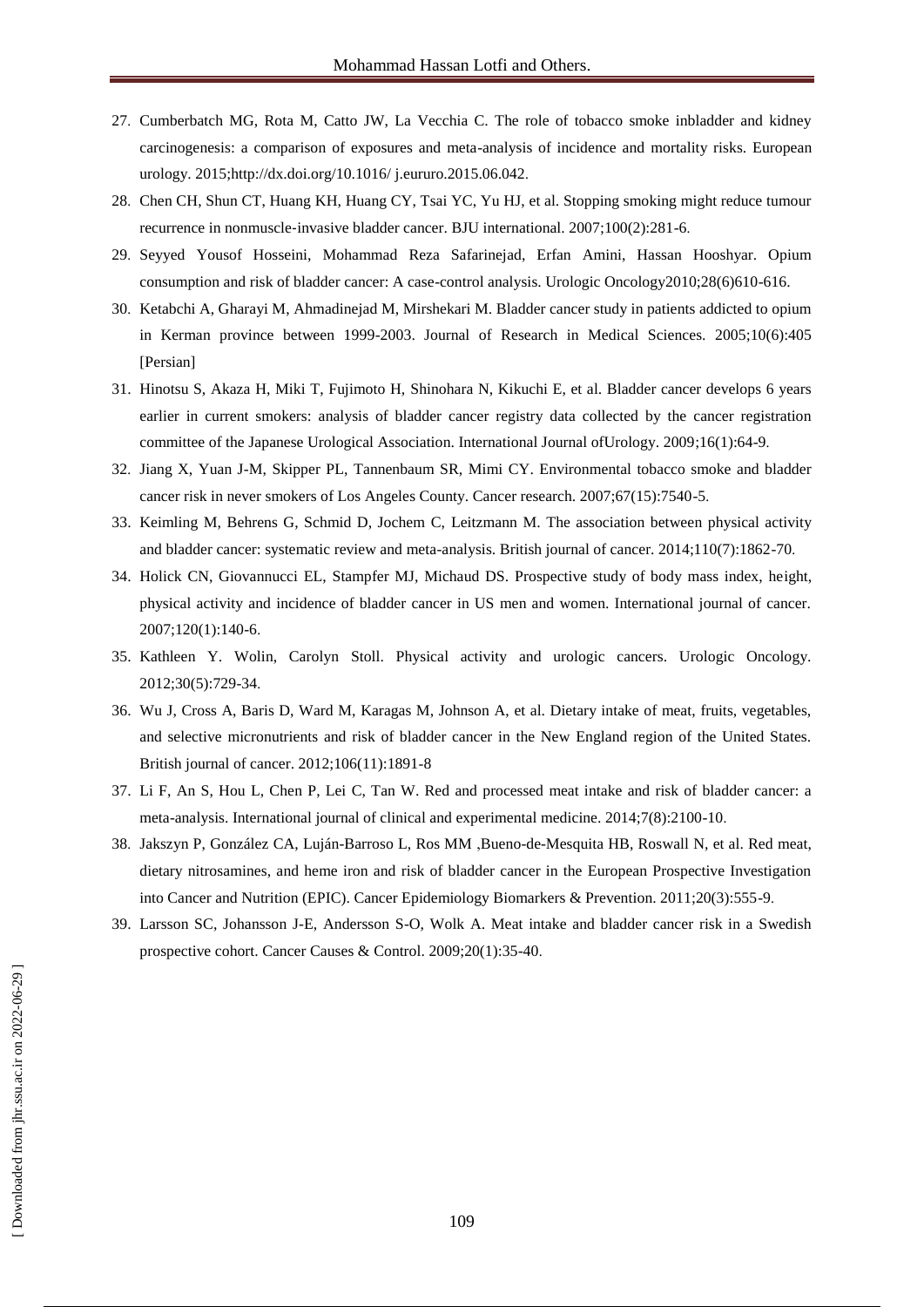27. Cumberbatch MG, Rota M, Catto JW, La Vecchia C. The role of tobacco smoke inbladder and kidney carcinogenesis: a comparison of exposures and meta-analysis of incidence and mortality risks. European urology. 2015;http://dx.doi.org/10.1016/ j.eururo.2015.06.042.
28. Chen CH, Shun CT, Huang KH, Huang CY, Tsai YC, Yu HJ, et al. Stopping smoking might reduce tumour recurrence in nonmuscle-invasive bladder cancer. BJU international. 2007;100(2):281-6.
29. Seyyed Yousof Hosseini, Mohammad Reza Safarinejad, Erfan Amini, Hassan Hooshyar. Opium consumption and risk of bladder cancer: A case-control analysis. Urologic Oncology2010;28(6)610-616.
30. Ketabchi A, Gharayi M, Ahmadinejad M, Mirshekari M. Bladder cancer study in patients addicted to opium in Kerman province between 1999-2003. Journal of Research in Medical Sciences. 2005;10(6):405 [Persian]
31. Hinotsu S, Akaza H, Miki T, Fujimoto H, Shinohara N, Kikuchi E, et al. Bladder cancer develops 6 years earlier in current smokers: analysis of bladder cancer registry data collected by the cancer registration committee of the Japanese Urological Association. International Journal ofUrology. 2009;16(1):64-9.
32. Jiang X, Yuan J-M, Skipper PL, Tannenbaum SR, Mimi CY. Environmental tobacco smoke and bladder cancer risk in never smokers of Los Angeles County. Cancer research. 2007;67(15):7540-5.
33. Keimling M, Behrens G, Schmid D, Jochem C, Leitzmann M. The association between physical activity and bladder cancer: systematic review and meta-analysis. British journal of cancer. 2014;110(7):1862-70.
34. Holick CN, Giovannucci EL, Stampfer MJ, Michaud DS. Prospective study of body mass index, height, physical activity and incidence of bladder cancer in US men and women. International journal of cancer. 2007;120(1):140-6.
35. Kathleen Y. Wolin, Carolyn Stoll. Physical activity and urologic cancers. Urologic Oncology. 2012;30(5):729-34.
36. Wu J, Cross A, Baris D, Ward M, Karagas M, Johnson A, et al. Dietary intake of meat, fruits, vegetables, and selective micronutrients and risk of bladder cancer in the New England region of the United States. British journal of cancer. 2012;106(11):1891-8
37. Li F, An S, Hou L, Chen P, Lei C, Tan W. Red and processed meat intake and risk of bladder cancer: a meta-analysis. International journal of clinical and experimental medicine. 2014;7(8):2100-10.
38. Jakszyn P, González CA, Luján-Barroso L, Ros MM ,Bueno-de-Mesquita HB, Roswall N, et al. Red meat, dietary nitrosamines, and heme iron and risk of bladder cancer in the European Prospective Investigation into Cancer and Nutrition (EPIC). Cancer Epidemiology Biomarkers & Prevention. 2011;20(3):555-9.
39. Larsson SC, Johansson J-E, Andersson S-O, Wolk A. Meat intake and bladder cancer risk in a Swedish prospective cohort. Cancer Causes & Control. 2009;20(1):35-40.